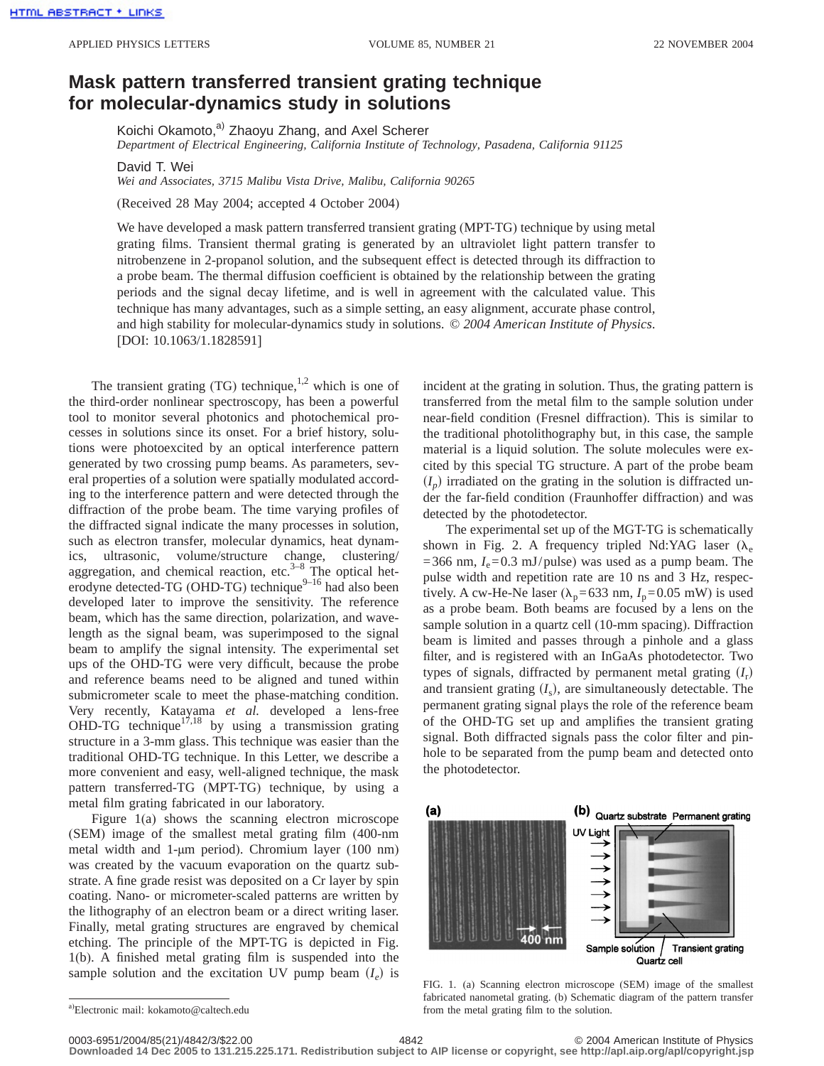# Mask pattern transferred transient grating technique for molecular-dynamics study in solutions

Koichi Okamoto,[a] Zhaoyu Zhang, and Axel Scherer
*Department of Electrical Engineering, California Institute of Technology, Pasadena, California 91125*

David T. Wei
*Wei and Associates, 3715 Malibu Vista Drive, Malibu, California 90265*

(Received 28 May 2004; accepted 4 October 2004)

We have developed a mask pattern transferred transient grating (MPT-TG) technique by using metal grating films. Transient thermal grating is generated by an ultraviolet light pattern transfer to nitrobenzene in 2-propanol solution, and the subsequent effect is detected through its diffraction to a probe beam. The thermal diffusion coefficient is obtained by the relationship between the grating periods and the signal decay lifetime, and is well in agreement with the calculated value. This technique has many advantages, such as a simple setting, an easy alignment, accurate phase control, and high stability for molecular-dynamics study in solutions. *© 2004 American Institute of Physics*. [DOI: 10.1063/1.1828591]

The transient grating (TG) technique,[1,2] which is one of the third-order nonlinear spectroscopy, has been a powerful tool to monitor several photonics and photochemical processes in solutions since its onset. For a brief history, solutions were photoexcited by an optical interference pattern generated by two crossing pump beams. As parameters, several properties of a solution were spatially modulated according to the interference pattern and were detected through the diffraction of the probe beam. The time varying profiles of the diffracted signal indicate the many processes in solution, such as electron transfer, molecular dynamics, heat dynamics, ultrasonic, volume/structure change, clustering/aggregation, and chemical reaction, etc.[3–8] The optical heterodyne detected-TG (OHD-TG) technique[9–16] had also been developed later to improve the sensitivity. The reference beam, which has the same direction, polarization, and wavelength as the signal beam, was superimposed to the signal beam to amplify the signal intensity. The experimental set ups of the OHD-TG were very difficult, because the probe and reference beams need to be aligned and tuned within submicrometer scale to meet the phase-matching condition. Very recently, Katayama *et al.* developed a lens-free OHD-TG technique[17,18] by using a transmission grating structure in a 3-mm glass. This technique was easier than the traditional OHD-TG technique. In this Letter, we describe a more convenient and easy, well-aligned technique, the mask pattern transferred-TG (MPT-TG) technique, by using a metal film grating fabricated in our laboratory.

Figure 1(a) shows the scanning electron microscope (SEM) image of the smallest metal grating film (400-nm metal width and 1-μm period). Chromium layer (100 nm) was created by the vacuum evaporation on the quartz substrate. A fine grade resist was deposited on a Cr layer by spin coating. Nano- or micrometer-scaled patterns are written by the lithography of an electron beam or a direct writing laser. Finally, metal grating structures are engraved by chemical etching. The principle of the MPT-TG is depicted in Fig. 1(b). A finished metal grating film is suspended into the sample solution and the excitation UV pump beam ($I_e$) is incident at the grating in solution. Thus, the grating pattern is transferred from the metal film to the sample solution under near-field condition (Fresnel diffraction). This is similar to the traditional photolithography but, in this case, the sample material is a liquid solution. The solute molecules were excited by this special TG structure. A part of the probe beam ($I_p$) irradiated on the grating in the solution is diffracted under the far-field condition (Fraunhoffer diffraction) and was detected by the photodetector.

The experimental set up of the MGT-TG is schematically shown in Fig. 2. A frequency tripled Nd:YAG laser ($\lambda_e$ = 366 nm, $I_e$ = 0.3 mJ/pulse) was used as a pump beam. The pulse width and repetition rate are 10 ns and 3 Hz, respectively. A cw-He-Ne laser ($\lambda_p$ = 633 nm, $I_p$ = 0.05 mW) is used as a probe beam. Both beams are focused by a lens on the sample solution in a quartz cell (10-mm spacing). Diffraction beam is limited and passes through a pinhole and a glass filter, and is registered with an InGaAs photodetector. Two types of signals, diffracted by permanent metal grating ($I_r$) and transient grating ($I_s$), are simultaneously detectable. The permanent grating signal plays the role of the reference beam of the OHD-TG set up and amplifies the transient grating signal. Both diffracted signals pass the color filter and pinhole to be separated from the pump beam and detected onto the photodetector.

FIG. 1. (a) Scanning electron microscope (SEM) image of the smallest fabricated nanometal grating. (b) Schematic diagram of the pattern transfer from the metal grating film to the solution.

[a] Electronic mail: kokamoto@caltech.edu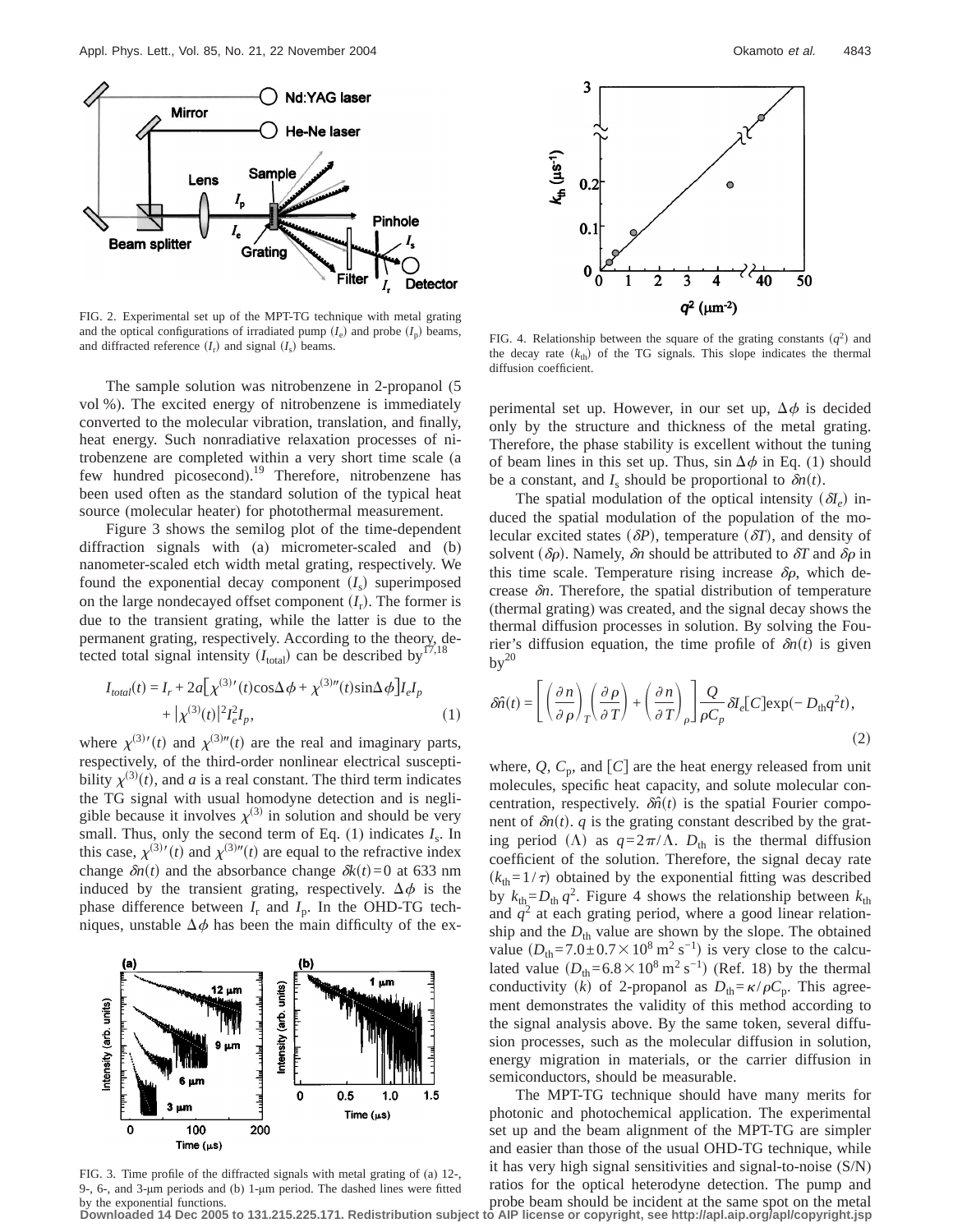FIG. 2. Experimental set up of the MPT-TG technique with metal grating and the optical configurations of irradiated pump ($I_e$) and probe ($I_p$) beams, and diffracted reference ($I_r$) and signal ($I_s$) beams.

The sample solution was nitrobenzene in 2-propanol (5 vol %). The excited energy of nitrobenzene is immediately converted to the molecular vibration, translation, and finally, heat energy. Such nonradiative relaxation processes of nitrobenzene are completed within a very short time scale (a few hundred picosecond).[19] Therefore, nitrobenzene has been used often as the standard solution of the typical heat source (molecular heater) for photothermal measurement.

Figure 3 shows the semilog plot of the time-dependent diffraction signals with (a) micrometer-scaled and (b) nanometer-scaled etch width metal grating, respectively. We found the exponential decay component ($I_s$) superimposed on the large nondecayed offset component ($I_r$). The former is due to the transient grating, while the latter is due to the permanent grating, respectively. According to the theory, detected total signal intensity ($I_{total}$) can be described by[17,18]

$$I_{total}(t) = I_r + 2a\left[\chi^{(3)\prime}(t)\cos\Delta\phi + \chi^{(3)\prime\prime}(t)\sin\Delta\phi\right]I_e I_p + |\chi^{(3)}(t)|^2 I_e^2 I_p, \tag{1}$$

where $\chi^{(3)\prime}(t)$ and $\chi^{(3)\prime\prime}(t)$ are the real and imaginary parts, respectively, of the third-order nonlinear electrical susceptibility $\chi^{(3)}(t)$, and $a$ is a real constant. The third term indicates the TG signal with usual homodyne detection and is negligible because it involves $\chi^{(3)}$ in solution and should be very small. Thus, only the second term of Eq. (1) indicates $I_s$. In this case, $\chi^{(3)\prime}(t)$ and $\chi^{(3)\prime\prime}(t)$ are equal to the refractive index change $\delta n(t)$ and the absorbance change $\delta k(t)=0$ at 633 nm induced by the transient grating, respectively. $\Delta\phi$ is the phase difference between $I_r$ and $I_p$. In the OHD-TG techniques, unstable $\Delta\phi$ has been the main difficulty of the experimental set up. However, in our set up, $\Delta\phi$ is decided only by the structure and thickness of the metal grating. Therefore, the phase stability is excellent without the tuning of beam lines in this set up. Thus, $\sin\Delta\phi$ in Eq. (1) should be a constant, and $I_s$ should be proportional to $\delta n(t)$.

FIG. 3. Time profile of the diffracted signals with metal grating of (a) 12-, 9-, 6-, and 3-μm periods and (b) 1-μm period. The dashed lines were fitted by the exponential functions.

FIG. 4. Relationship between the square of the grating constants ($q^2$) and the decay rate ($k_{th}$) of the TG signals. This slope indicates the thermal diffusion coefficient.

The spatial modulation of the optical intensity ($\delta I_e$) induced the spatial modulation of the population of the molecular excited states ($\delta P$), temperature ($\delta T$), and density of solvent ($\delta\rho$). Namely, $\delta n$ should be attributed to $\delta T$ and $\delta\rho$ in this time scale. Temperature rising increase $\delta\rho$, which decrease $\delta n$. Therefore, the spatial distribution of temperature (thermal grating) was created, and the signal decay shows the thermal diffusion processes in solution. By solving the Fourier's diffusion equation, the time profile of $\delta n(t)$ is given by[20]

$$\delta\hat{n}(t) = \left[\left(\frac{\partial n}{\partial \rho}\right)_T\left(\frac{\partial \rho}{\partial T}\right) + \left(\frac{\partial n}{\partial T}\right)_\rho\right]\frac{Q}{\rho C_p}\delta I_e[C]\exp(-D_{th}q^2 t), \tag{2}$$

where, $Q$, $C_p$, and $[C]$ are the heat energy released from unit molecules, specific heat capacity, and solute molecular concentration, respectively. $\delta\hat{n}(t)$ is the spatial Fourier component of $\delta n(t)$. $q$ is the grating constant described by the grating period ($\Lambda$) as $q=2\pi/\Lambda$. $D_{th}$ is the thermal diffusion coefficient of the solution. Therefore, the signal decay rate ($k_{th}=1/\tau$) obtained by the exponential fitting was described by $k_{th}=D_{th}q^2$. Figure 4 shows the relationship between $k_{th}$ and $q^2$ at each grating period, where a good linear relationship and the $D_{th}$ value are shown by the slope. The obtained value ($D_{th}=7.0\pm0.7\times10^8\ \mathrm{m^2\,s^{-1}}$) is very close to the calculated value ($D_{th}=6.8\times10^8\ \mathrm{m^2\,s^{-1}}$) (Ref. 18) by the thermal conductivity ($k$) of 2-propanol as $D_{th}=\kappa/\rho C_p$. This agreement demonstrates the validity of this method according to the signal analysis above. By the same token, several diffusion processes, such as the molecular diffusion in solution, energy migration in materials, or the carrier diffusion in semiconductors, should be measurable.

The MPT-TG technique should have many merits for photonic and photochemical application. The experimental set up and the beam alignment of the MPT-TG are simpler and easier than those of the usual OHD-TG technique, while it has very high signal sensitivities and signal-to-noise (S/N) ratios for the optical heterodyne detection. The pump and probe beam should be incident at the same spot on the metal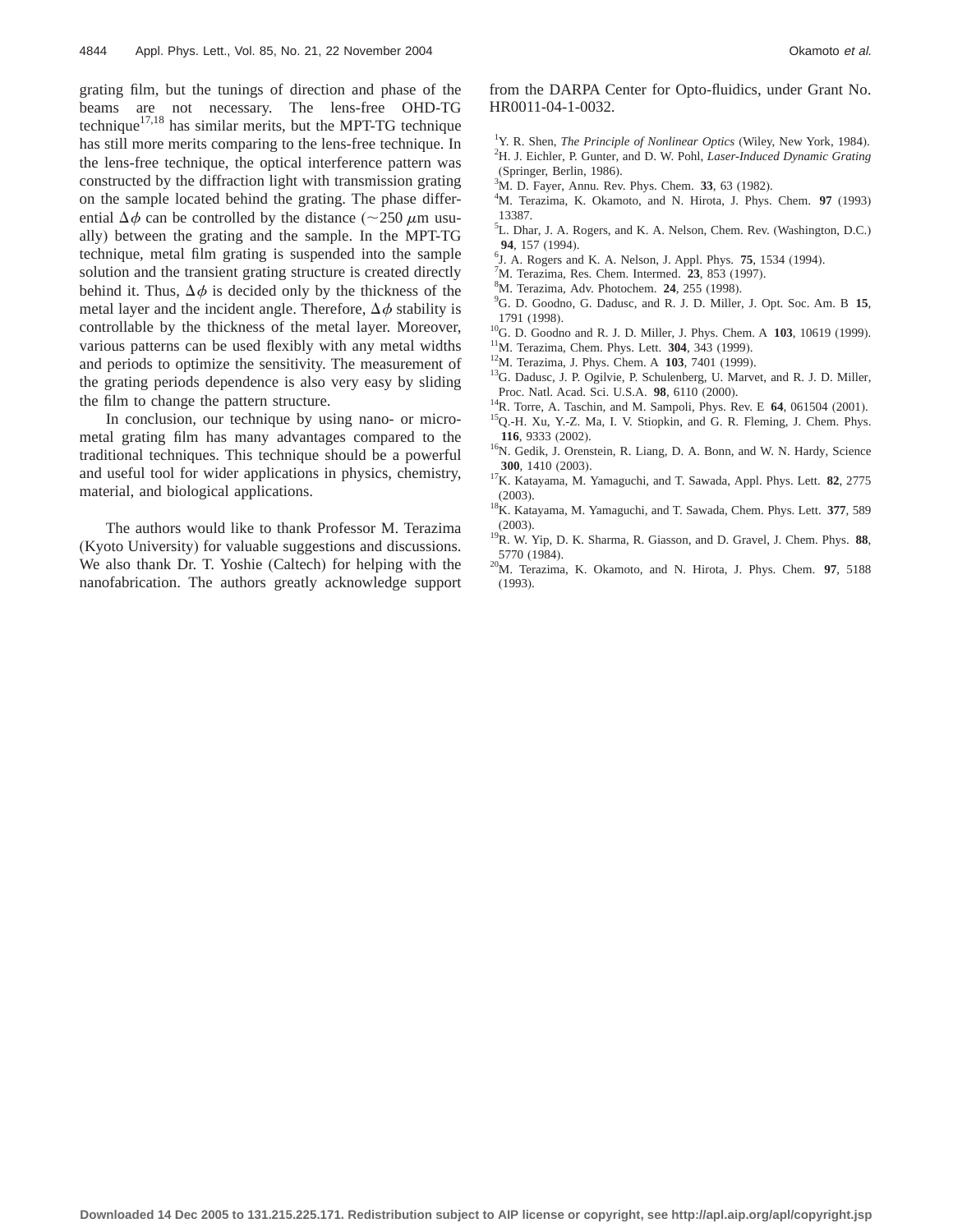grating film, but the tunings of direction and phase of the beams are not necessary. The lens-free OHD-TG technique[17,18] has similar merits, but the MPT-TG technique has still more merits comparing to the lens-free technique. In the lens-free technique, the optical interference pattern was constructed by the diffraction light with transmission grating on the sample located behind the grating. The phase differential $\Delta\phi$ can be controlled by the distance ($\sim$250 $\mu$m usually) between the grating and the sample. In the MPT-TG technique, metal film grating is suspended into the sample solution and the transient grating structure is created directly behind it. Thus, $\Delta\phi$ is decided only by the thickness of the metal layer and the incident angle. Therefore, $\Delta\phi$ stability is controllable by the thickness of the metal layer. Moreover, various patterns can be used flexibly with any metal widths and periods to optimize the sensitivity. The measurement of the grating periods dependence is also very easy by sliding the film to change the pattern structure.

In conclusion, our technique by using nano- or micrometal grating film has many advantages compared to the traditional techniques. This technique should be a powerful and useful tool for wider applications in physics, chemistry, material, and biological applications.

The authors would like to thank Professor M. Terazima (Kyoto University) for valuable suggestions and discussions. We also thank Dr. T. Yoshie (Caltech) for helping with the nanofabrication. The authors greatly acknowledge support from the DARPA Center for Opto-fluidics, under Grant No. HR0011-04-1-0032.

[1] Y. R. Shen, *The Principle of Nonlinear Optics* (Wiley, New York, 1984).
[2] H. J. Eichler, P. Gunter, and D. W. Pohl, *Laser-Induced Dynamic Grating* (Springer, Berlin, 1986).
[3] M. D. Fayer, Annu. Rev. Phys. Chem. **33**, 63 (1982).
[4] M. Terazima, K. Okamoto, and N. Hirota, J. Phys. Chem. **97** (1993) 13387.
[5] L. Dhar, J. A. Rogers, and K. A. Nelson, Chem. Rev. (Washington, D.C.) **94**, 157 (1994).
[6] J. A. Rogers and K. A. Nelson, J. Appl. Phys. **75**, 1534 (1994).
[7] M. Terazima, Res. Chem. Intermed. **23**, 853 (1997).
[8] M. Terazima, Adv. Photochem. **24**, 255 (1998).
[9] G. D. Goodno, G. Dadusc, and R. J. D. Miller, J. Opt. Soc. Am. B **15**, 1791 (1998).
[10] G. D. Goodno and R. J. D. Miller, J. Phys. Chem. A **103**, 10619 (1999).
[11] M. Terazima, Chem. Phys. Lett. **304**, 343 (1999).
[12] M. Terazima, J. Phys. Chem. A **103**, 7401 (1999).
[13] G. Dadusc, J. P. Ogilvie, P. Schulenberg, U. Marvet, and R. J. D. Miller, Proc. Natl. Acad. Sci. U.S.A. **98**, 6110 (2000).
[14] R. Torre, A. Taschin, and M. Sampoli, Phys. Rev. E **64**, 061504 (2001).
[15] Q.-H. Xu, Y.-Z. Ma, I. V. Stiopkin, and G. R. Fleming, J. Chem. Phys. **116**, 9333 (2002).
[16] N. Gedik, J. Orenstein, R. Liang, D. A. Bonn, and W. N. Hardy, Science **300**, 1410 (2003).
[17] K. Katayama, M. Yamaguchi, and T. Sawada, Appl. Phys. Lett. **82**, 2775 (2003).
[18] K. Katayama, M. Yamaguchi, and T. Sawada, Chem. Phys. Lett. **377**, 589 (2003).
[19] R. W. Yip, D. K. Sharma, R. Giasson, and D. Gravel, J. Chem. Phys. **88**, 5770 (1984).
[20] M. Terazima, K. Okamoto, and N. Hirota, J. Phys. Chem. **97**, 5188 (1993).